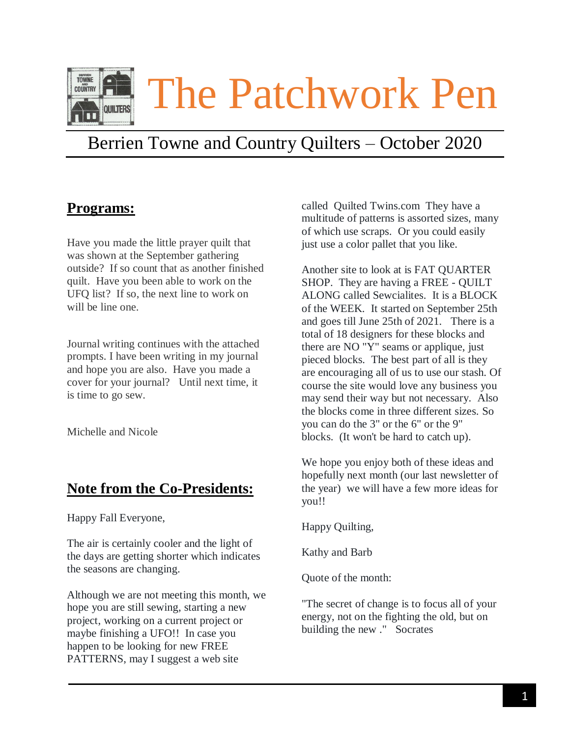# The Patchwork Pen

## Berrien Towne and Country Quilters – October 2020

## Programs:

Have you made the little prayer quilt that was shown at the September gathering outside? If so count that as another finished quilt. Have you been able to work on the UFQ list? If so, the next line to work on will be line one.

Journal writing continues with the attached prompts. I have been writing in my journal and hope you are also. Have you made a cover for your journal? Until next time, it is time to go sew.

Michelle and Nicole

## Note from the Co-Presidents:

Happy Fall Everyone,

The air is certainly cooler and the light of the days are getting shorter which indicates the seasons are changing.

Although we are not meeting this month, we hope you are still sewing, starting a new project, working on a current project or maybe finishing a UFO!! In case you happen to be looking for new FREE PATTERNS, may I suggest a web site called Quilted Twins.com They have a multitude of patterns is assorted sizes, many of which use scraps. Or you could easily just use a color pallet that you like.

Another site to look at is FAT QUARTER SHOP. They are having a FREE - QUILT ALONG called Sewcialites. It is a BLOCK of the WEEK. It started on September 25th and goes till June 25th of 2021. There is a total of 18 designers for these blocks and there are NO "Y" seams or applique, just pieced blocks. The best part of all is they are encouraging all of us to use our stash. Of course the site would love any business you may send their way but not necessary. Also the blocks come in three different sizes. So you can do the 3" or the 6" or the 9" blocks. (It won't be hard to catch up).

We hope you enjoy both of these ideas and hopefully next month (our last newsletter of the year) we will have a few more ideas for you!!

Happy Quilting,

Kathy and Barb

Quote of the month:

"The secret of change is to focus all of your energy, not on the fighting the old, but on building the new ." Socrates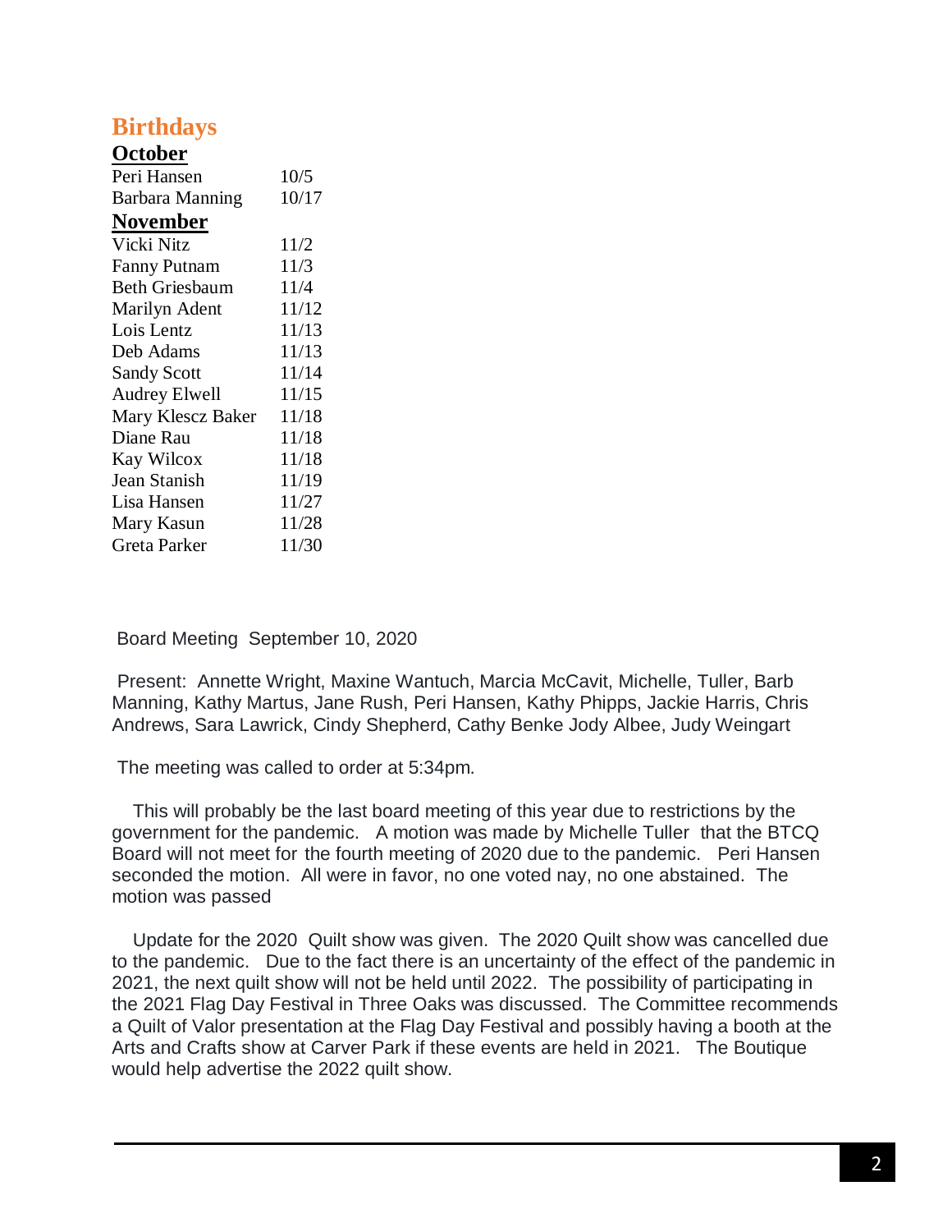## Birthdays

**October**

| | |
|---|---|
| Peri Hansen | 10/5 |
| Barbara Manning | 10/17 |

**November**

| | |
|---|---|
| Vicki Nitz | 11/2 |
| Fanny Putnam | 11/3 |
| Beth Griesbaum | 11/4 |
| Marilyn Adent | 11/12 |
| Lois Lentz | 11/13 |
| Deb Adams | 11/13 |
| Sandy Scott | 11/14 |
| Audrey Elwell | 11/15 |
| Mary Klescz Baker | 11/18 |
| Diane Rau | 11/18 |
| Kay Wilcox | 11/18 |
| Jean Stanish | 11/19 |
| Lisa Hansen | 11/27 |
| Mary Kasun | 11/28 |
| Greta Parker | 11/30 |

Board Meeting September 10, 2020

Present: Annette Wright, Maxine Wantuch, Marcia McCavit, Michelle, Tuller, Barb Manning, Kathy Martus, Jane Rush, Peri Hansen, Kathy Phipps, Jackie Harris, Chris Andrews, Sara Lawrick, Cindy Shepherd, Cathy Benke Jody Albee, Judy Weingart

The meeting was called to order at 5:34pm.

This will probably be the last board meeting of this year due to restrictions by the government for the pandemic. A motion was made by Michelle Tuller that the BTCQ Board will not meet for the fourth meeting of 2020 due to the pandemic. Peri Hansen seconded the motion. All were in favor, no one voted nay, no one abstained. The motion was passed

Update for the 2020 Quilt show was given. The 2020 Quilt show was cancelled due to the pandemic. Due to the fact there is an uncertainty of the effect of the pandemic in 2021, the next quilt show will not be held until 2022. The possibility of participating in the 2021 Flag Day Festival in Three Oaks was discussed. The Committee recommends a Quilt of Valor presentation at the Flag Day Festival and possibly having a booth at the Arts and Crafts show at Carver Park if these events are held in 2021. The Boutique would help advertise the 2022 quilt show.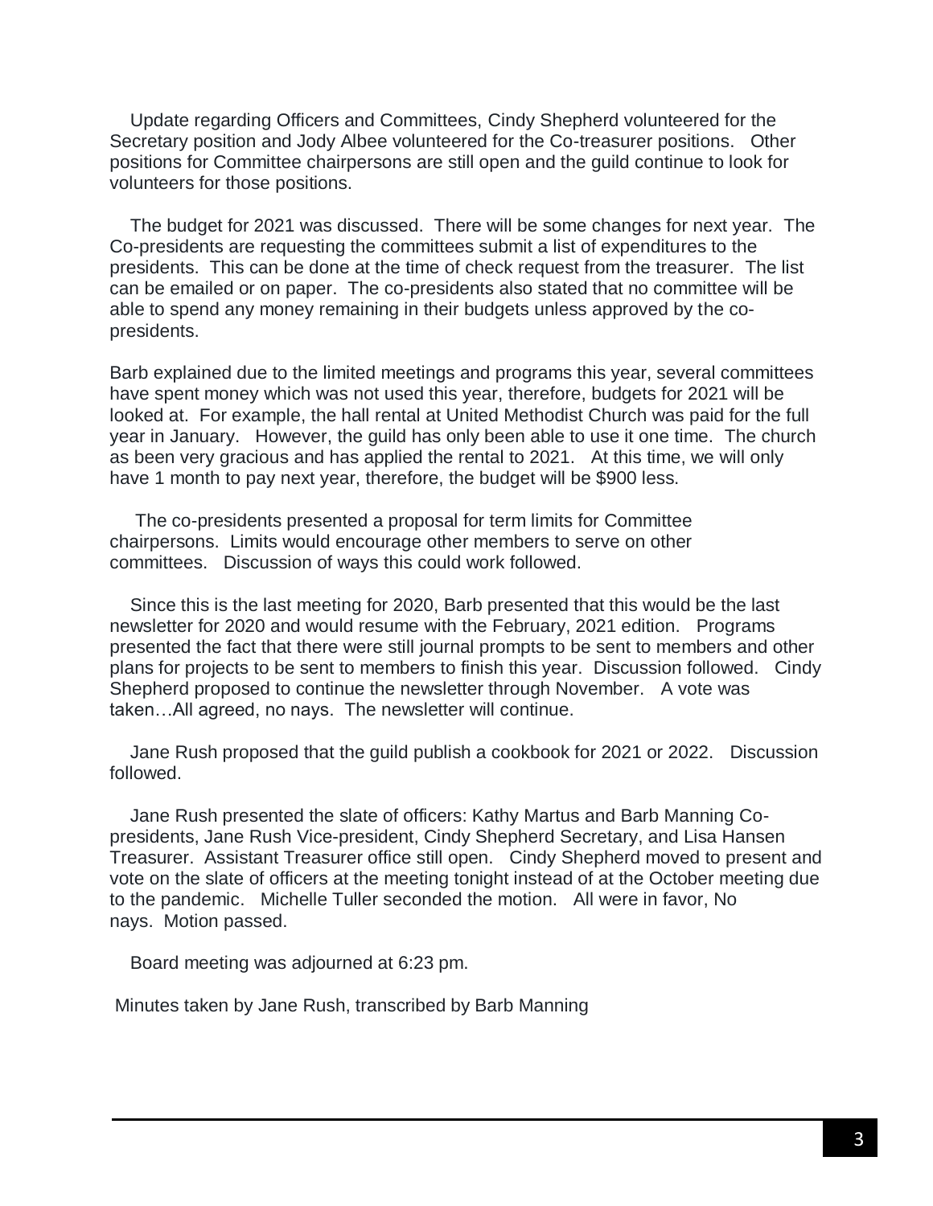Update regarding Officers and Committees, Cindy Shepherd volunteered for the Secretary position and Jody Albee volunteered for the Co-treasurer positions. Other positions for Committee chairpersons are still open and the guild continue to look for volunteers for those positions.

The budget for 2021 was discussed. There will be some changes for next year. The Co-presidents are requesting the committees submit a list of expenditures to the presidents. This can be done at the time of check request from the treasurer. The list can be emailed or on paper. The co-presidents also stated that no committee will be able to spend any money remaining in their budgets unless approved by the co-presidents.

Barb explained due to the limited meetings and programs this year, several committees have spent money which was not used this year, therefore, budgets for 2021 will be looked at. For example, the hall rental at United Methodist Church was paid for the full year in January. However, the guild has only been able to use it one time. The church as been very gracious and has applied the rental to 2021. At this time, we will only have 1 month to pay next year, therefore, the budget will be $900 less.

The co-presidents presented a proposal for term limits for Committee chairpersons. Limits would encourage other members to serve on other committees. Discussion of ways this could work followed.

Since this is the last meeting for 2020, Barb presented that this would be the last newsletter for 2020 and would resume with the February, 2021 edition. Programs presented the fact that there were still journal prompts to be sent to members and other plans for projects to be sent to members to finish this year. Discussion followed. Cindy Shepherd proposed to continue the newsletter through November. A vote was taken…All agreed, no nays. The newsletter will continue.

Jane Rush proposed that the guild publish a cookbook for 2021 or 2022. Discussion followed.

Jane Rush presented the slate of officers: Kathy Martus and Barb Manning Co-presidents, Jane Rush Vice-president, Cindy Shepherd Secretary, and Lisa Hansen Treasurer. Assistant Treasurer office still open. Cindy Shepherd moved to present and vote on the slate of officers at the meeting tonight instead of at the October meeting due to the pandemic. Michelle Tuller seconded the motion. All were in favor, No nays. Motion passed.

Board meeting was adjourned at 6:23 pm.

Minutes taken by Jane Rush, transcribed by Barb Manning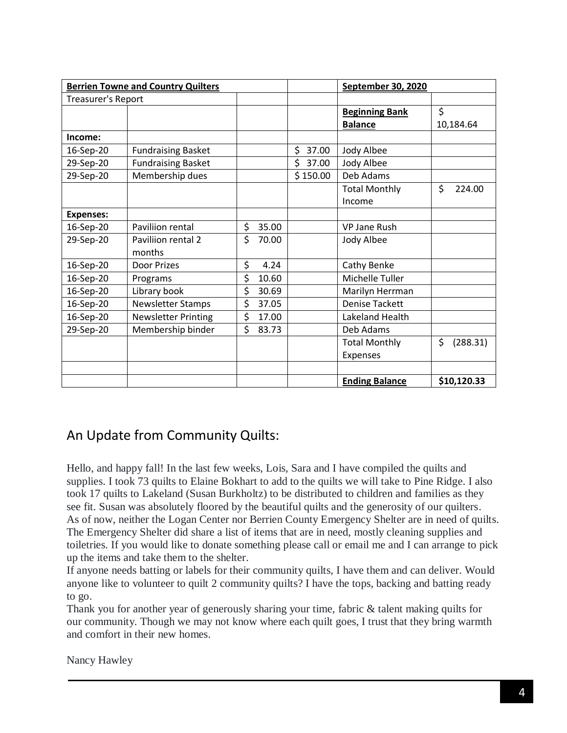| **Berrien Towne and Country Quilters** | | | | **September 30, 2020** | |
|---|---|---|---|---|---|
| Treasurer's Report | | | | | |
| | | | | **Beginning Bank Balance** | $ 10,184.64 |
| **Income:** | | | | | |
| 16-Sep-20 | Fundraising Basket | | $ 37.00 | Jody Albee | |
| 29-Sep-20 | Fundraising Basket | | $ 37.00 | Jody Albee | |
| 29-Sep-20 | Membership dues | | $ 150.00 | Deb Adams | |
| | | | | Total Monthly Income | $ 224.00 |
| **Expenses:** | | | | | |
| 16-Sep-20 | Paviliion rental | $ 35.00 | | VP Jane Rush | |
| 29-Sep-20 | Paviliion rental 2 months | $ 70.00 | | Jody Albee | |
| 16-Sep-20 | Door Prizes | $ 4.24 | | Cathy Benke | |
| 16-Sep-20 | Programs | $ 10.60 | | Michelle Tuller | |
| 16-Sep-20 | Library book | $ 30.69 | | Marilyn Herrman | |
| 16-Sep-20 | Newsletter Stamps | $ 37.05 | | Denise Tackett | |
| 16-Sep-20 | Newsletter Printing | $ 17.00 | | Lakeland Health | |
| 29-Sep-20 | Membership binder | $ 83.73 | | Deb Adams | |
| | | | | Total Monthly Expenses | $ (288.31) |
| | | | | | |
| | | | | **Ending Balance** | **$10,120.33** |

## An Update from Community Quilts:

Hello, and happy fall! In the last few weeks, Lois, Sara and I have compiled the quilts and supplies. I took 73 quilts to Elaine Bokhart to add to the quilts we will take to Pine Ridge. I also took 17 quilts to Lakeland (Susan Burkholtz) to be distributed to children and families as they see fit. Susan was absolutely floored by the beautiful quilts and the generosity of our quilters.
As of now, neither the Logan Center nor Berrien County Emergency Shelter are in need of quilts. The Emergency Shelter did share a list of items that are in need, mostly cleaning supplies and toiletries. If you would like to donate something please call or email me and I can arrange to pick up the items and take them to the shelter.
If anyone needs batting or labels for their community quilts, I have them and can deliver. Would anyone like to volunteer to quilt 2 community quilts? I have the tops, backing and batting ready to go.
Thank you for another year of generously sharing your time, fabric & talent making quilts for our community. Though we may not know where each quilt goes, I trust that they bring warmth and comfort in their new homes.

Nancy Hawley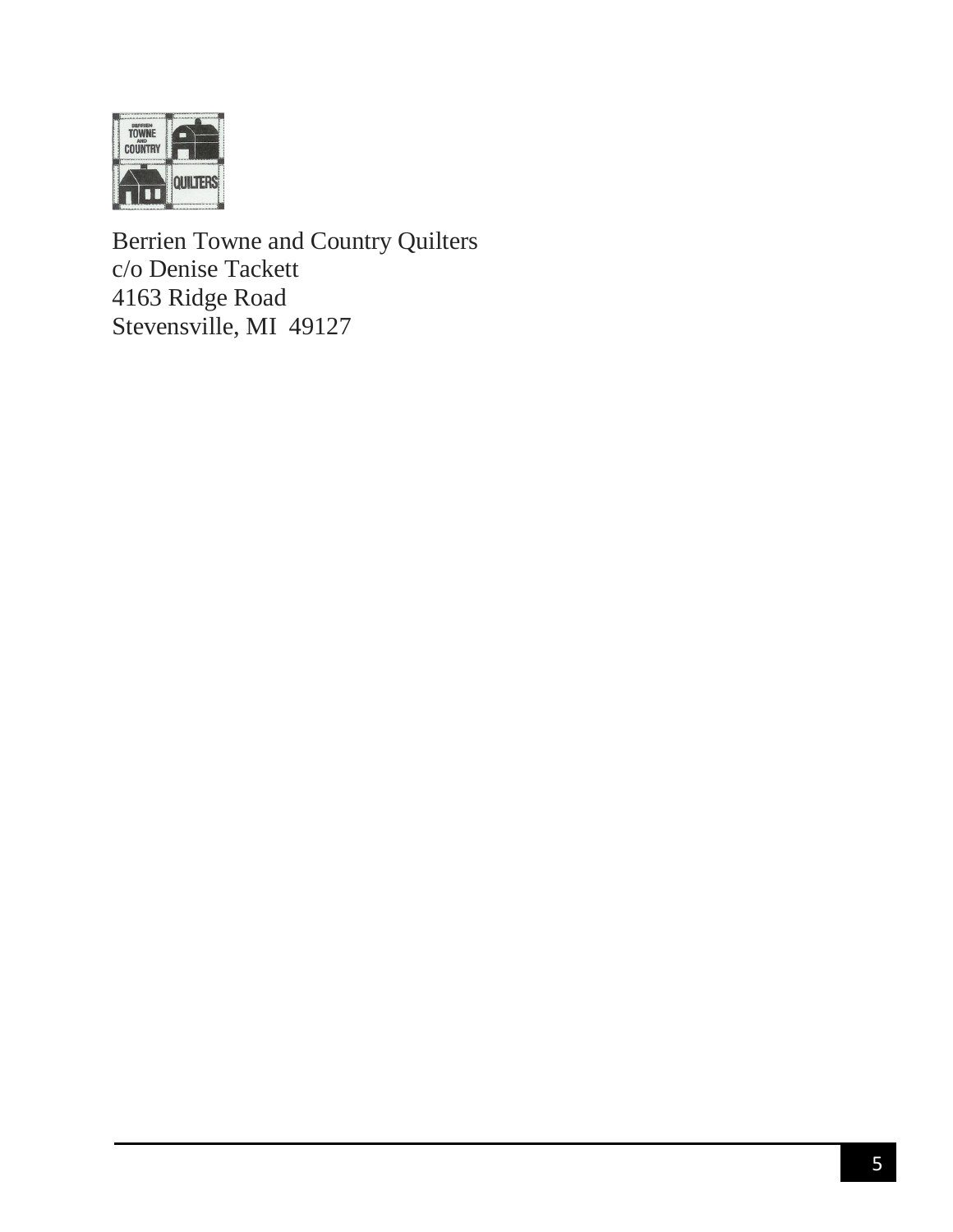Berrien Towne and Country Quilters
c/o Denise Tackett
4163 Ridge Road
Stevensville, MI  49127